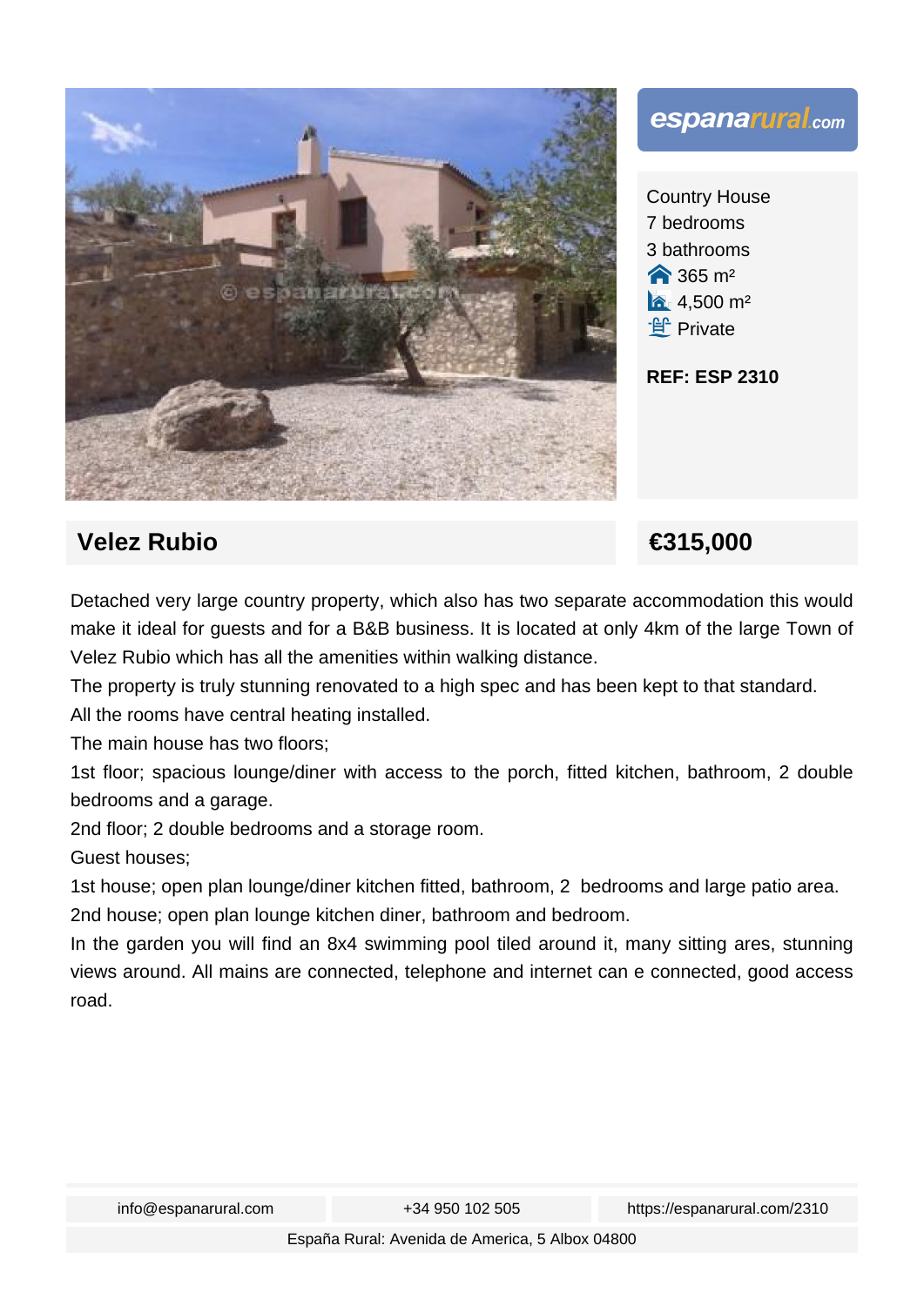espanarural.com

Country House
7 bedrooms
3 bathrooms
365 m²
4,500 m²
Private

**REF: ESP 2310**

## Velez Rubio

## €315,000

Detached very large country property, which also has two separate accommodation this would make it ideal for guests and for a B&B business. It is located at only 4km of the large Town of Velez Rubio which has all the amenities within walking distance.

The property is truly stunning renovated to a high spec and has been kept to that standard.

All the rooms have central heating installed.

The main house has two floors;

1st floor; spacious lounge/diner with access to the porch, fitted kitchen, bathroom, 2 double bedrooms and a garage.

2nd floor; 2 double bedrooms and a storage room.

Guest houses;

1st house; open plan lounge/diner kitchen fitted, bathroom, 2 bedrooms and large patio area.

2nd house; open plan lounge kitchen diner, bathroom and bedroom.

In the garden you will find an 8x4 swimming pool tiled around it, many sitting ares, stunning views around. All mains are connected, telephone and internet can e connected, good access road.

info@espanarural.com | +34 950 102 505 | https://espanarural.com/2310

España Rural: Avenida de America, 5 Albox 04800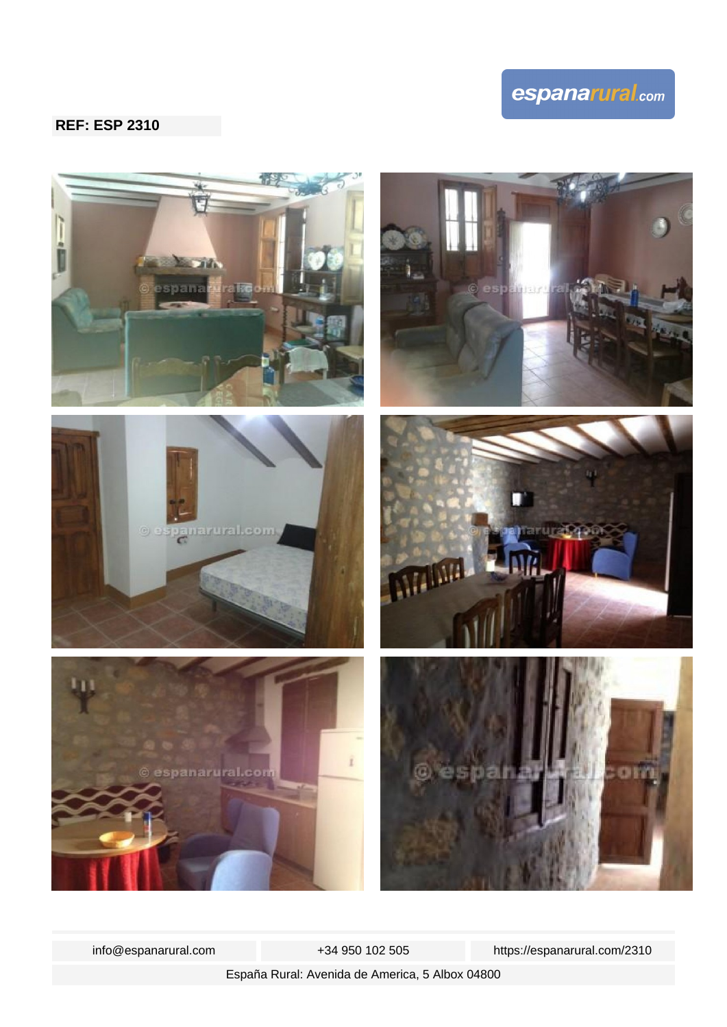espanarural.com

**REF: ESP 2310**

| | | |
|---|---|---|
| info@espanarural.com | +34 950 102 505 | https://espanarural.com/2310 |

España Rural: Avenida de America, 5 Albox 04800